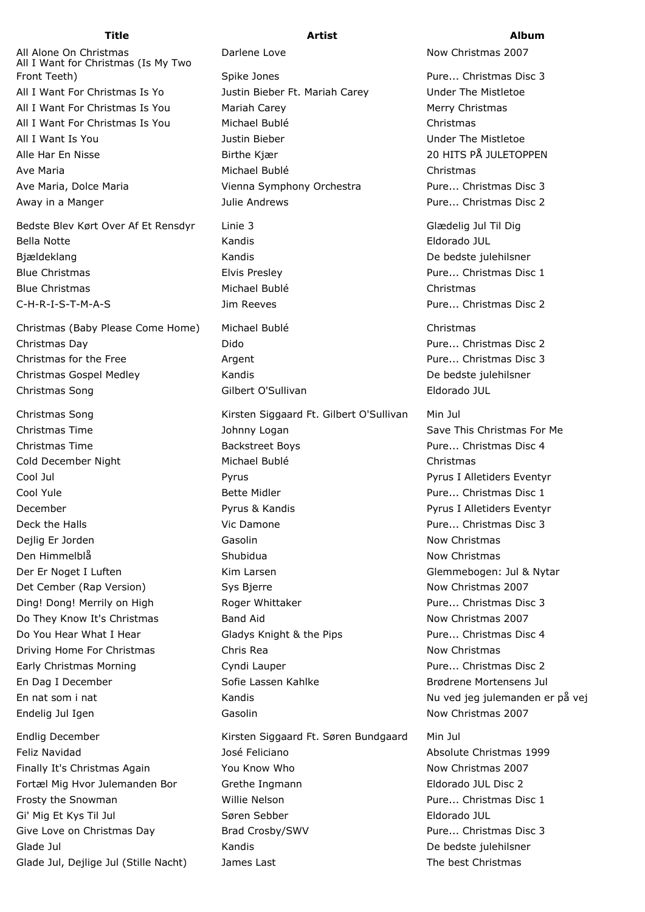| Title | Artist | Album |
| --- | --- | --- |
| All Alone On Christmas | Darlene Love | Now Christmas 2007 |
| All I Want for Christmas (Is My Two Front Teeth) | Spike Jones | Pure... Christmas Disc 3 |
| All I Want For Christmas Is Yo | Justin Bieber Ft. Mariah Carey | Under The Mistletoe |
| All I Want For Christmas Is You | Mariah Carey | Merry Christmas |
| All I Want For Christmas Is You | Michael Bublé | Christmas |
| All I Want Is You | Justin Bieber | Under The Mistletoe |
| Alle Har En Nisse | Birthe Kjær | 20 HITS PÅ JULETOPPEN |
| Ave Maria | Michael Bublé | Christmas |
| Ave Maria, Dolce Maria | Vienna Symphony Orchestra | Pure... Christmas Disc 3 |
| Away in a Manger | Julie Andrews | Pure... Christmas Disc 2 |
| Bedste Blev Kørt Over Af Et Rensdyr | Linie 3 | Glædelig Jul Til Dig |
| Bella Notte | Kandis | Eldorado JUL |
| Bjældeklang | Kandis | De bedste julehilsner |
| Blue Christmas | Elvis Presley | Pure... Christmas Disc 1 |
| Blue Christmas | Michael Bublé | Christmas |
| C-H-R-I-S-T-M-A-S | Jim Reeves | Pure... Christmas Disc 2 |
| Christmas (Baby Please Come Home) | Michael Bublé | Christmas |
| Christmas Day | Dido | Pure... Christmas Disc 2 |
| Christmas for the Free | Argent | Pure... Christmas Disc 3 |
| Christmas Gospel Medley | Kandis | De bedste julehilsner |
| Christmas Song | Gilbert O'Sullivan | Eldorado JUL |
| Christmas Song | Kirsten Siggaard Ft. Gilbert O'Sullivan | Min Jul |
| Christmas Time | Johnny Logan | Save This Christmas For Me |
| Christmas Time | Backstreet Boys | Pure... Christmas Disc 4 |
| Cold December Night | Michael Bublé | Christmas |
| Cool Jul | Pyrus | Pyrus I Alletiders Eventyr |
| Cool Yule | Bette Midler | Pure... Christmas Disc 1 |
| December | Pyrus & Kandis | Pyrus I Alletiders Eventyr |
| Deck the Halls | Vic Damone | Pure... Christmas Disc 3 |
| Dejlig Er Jorden | Gasolin | Now Christmas |
| Den Himmelblå | Shubidua | Now Christmas |
| Der Er Noget I Luften | Kim Larsen | Glemmebogen: Jul & Nytar |
| Det Cember (Rap Version) | Sys Bjerre | Now Christmas 2007 |
| Ding! Dong! Merrily on High | Roger Whittaker | Pure... Christmas Disc 3 |
| Do They Know It's Christmas | Band Aid | Now Christmas 2007 |
| Do You Hear What I Hear | Gladys Knight & the Pips | Pure... Christmas Disc 4 |
| Driving Home For Christmas | Chris Rea | Now Christmas |
| Early Christmas Morning | Cyndi Lauper | Pure... Christmas Disc 2 |
| En Dag I December | Sofie Lassen Kahlke | Brødrene Mortensens Jul |
| En nat som i nat | Kandis | Nu ved jeg julemanden er på vej |
| Endelig Jul Igen | Gasolin | Now Christmas 2007 |
| Endlig December | Kirsten Siggaard Ft. Søren Bundgaard | Min Jul |
| Feliz Navidad | José Feliciano | Absolute Christmas 1999 |
| Finally It's Christmas Again | You Know Who | Now Christmas 2007 |
| Fortæl Mig Hvor Julemanden Bor | Grethe Ingmann | Eldorado JUL Disc 2 |
| Frosty the Snowman | Willie Nelson | Pure... Christmas Disc 1 |
| Gi' Mig Et Kys Til Jul | Søren Sebber | Eldorado JUL |
| Give Love on Christmas Day | Brad Crosby/SWV | Pure... Christmas Disc 3 |
| Glade Jul | Kandis | De bedste julehilsner |
| Glade Jul, Dejlige Jul (Stille Nacht) | James Last | The best Christmas |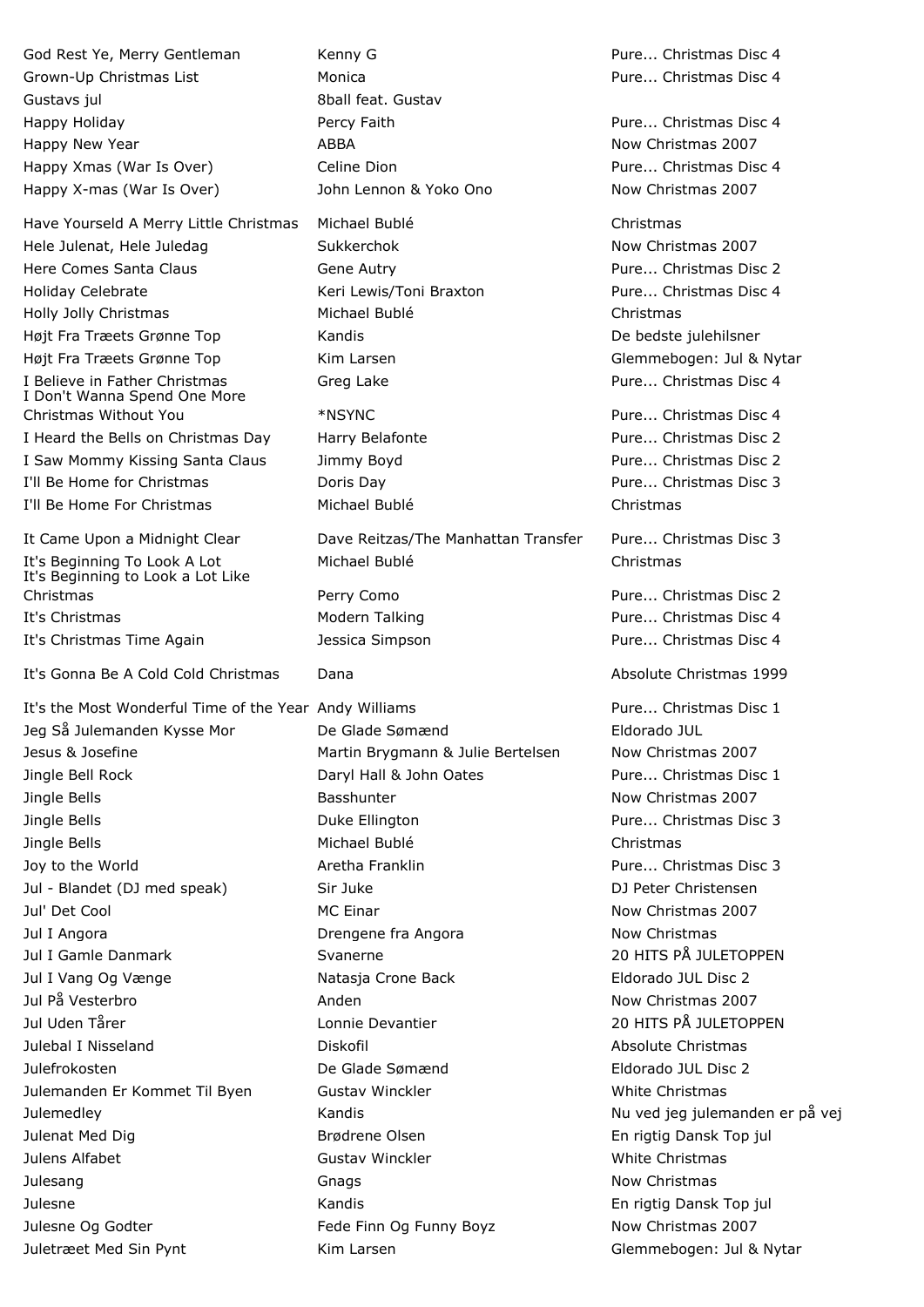| | | |
|---|---|---|
| God Rest Ye, Merry Gentleman | Kenny G | Pure... Christmas Disc 4 |
| Grown-Up Christmas List | Monica | Pure... Christmas Disc 4 |
| Gustavs jul | 8ball feat. Gustav | |
| Happy Holiday | Percy Faith | Pure... Christmas Disc 4 |
| Happy New Year | ABBA | Now Christmas 2007 |
| Happy Xmas (War Is Over) | Celine Dion | Pure... Christmas Disc 4 |
| Happy X-mas (War Is Over) | John Lennon & Yoko Ono | Now Christmas 2007 |
| Have Yourseld A Merry Little Christmas | Michael Bublé | Christmas |
| Hele Julenat, Hele Juledag | Sukkerchok | Now Christmas 2007 |
| Here Comes Santa Claus | Gene Autry | Pure... Christmas Disc 2 |
| Holiday Celebrate | Keri Lewis/Toni Braxton | Pure... Christmas Disc 4 |
| Holly Jolly Christmas | Michael Bublé | Christmas |
| Højt Fra Træets Grønne Top | Kandis | De bedste julehilsner |
| Højt Fra Træets Grønne Top | Kim Larsen | Glemmebogen: Jul & Nytar |
| I Believe in Father Christmas | Greg Lake | Pure... Christmas Disc 4 |
| I Don't Wanna Spend One More Christmas Without You | *NSYNC | Pure... Christmas Disc 4 |
| I Heard the Bells on Christmas Day | Harry Belafonte | Pure... Christmas Disc 2 |
| I Saw Mommy Kissing Santa Claus | Jimmy Boyd | Pure... Christmas Disc 2 |
| I'll Be Home for Christmas | Doris Day | Pure... Christmas Disc 3 |
| I'll Be Home For Christmas | Michael Bublé | Christmas |
| It Came Upon a Midnight Clear | Dave Reitzas/The Manhattan Transfer | Pure... Christmas Disc 3 |
| It's Beginning To Look A Lot | Michael Bublé | Christmas |
| It's Beginning to Look a Lot Like Christmas | Perry Como | Pure... Christmas Disc 2 |
| It's Christmas | Modern Talking | Pure... Christmas Disc 4 |
| It's Christmas Time Again | Jessica Simpson | Pure... Christmas Disc 4 |
| It's Gonna Be A Cold Cold Christmas | Dana | Absolute Christmas 1999 |
| It's the Most Wonderful Time of the Year | Andy Williams | Pure... Christmas Disc 1 |
| Jeg Så Julemanden Kysse Mor | De Glade Sømænd | Eldorado JUL |
| Jesus & Josefine | Martin Brygmann & Julie Bertelsen | Now Christmas 2007 |
| Jingle Bell Rock | Daryl Hall & John Oates | Pure... Christmas Disc 1 |
| Jingle Bells | Basshunter | Now Christmas 2007 |
| Jingle Bells | Duke Ellington | Pure... Christmas Disc 3 |
| Jingle Bells | Michael Bublé | Christmas |
| Joy to the World | Aretha Franklin | Pure... Christmas Disc 3 |
| Jul - Blandet (DJ med speak) | Sir Juke | DJ Peter Christensen |
| Jul' Det Cool | MC Einar | Now Christmas 2007 |
| Jul I Angora | Drengene fra Angora | Now Christmas |
| Jul I Gamle Danmark | Svanerne | 20 HITS PÅ JULETOPPEN |
| Jul I Vang Og Vænge | Natasja Crone Back | Eldorado JUL Disc 2 |
| Jul På Vesterbro | Anden | Now Christmas 2007 |
| Jul Uden Tårer | Lonnie Devantier | 20 HITS PÅ JULETOPPEN |
| Julebal I Nisseland | Diskofil | Absolute Christmas |
| Julefrokosten | De Glade Sømænd | Eldorado JUL Disc 2 |
| Julemanden Er Kommet Til Byen | Gustav Winckler | White Christmas |
| Julemedley | Kandis | Nu ved jeg julemanden er på vej |
| Julenat Med Dig | Brødrene Olsen | En rigtig Dansk Top jul |
| Julens Alfabet | Gustav Winckler | White Christmas |
| Julesang | Gnags | Now Christmas |
| Julesne | Kandis | En rigtig Dansk Top jul |
| Julesne Og Godter | Fede Finn Og Funny Boyz | Now Christmas 2007 |
| Juletræet Med Sin Pynt | Kim Larsen | Glemmebogen: Jul & Nytar |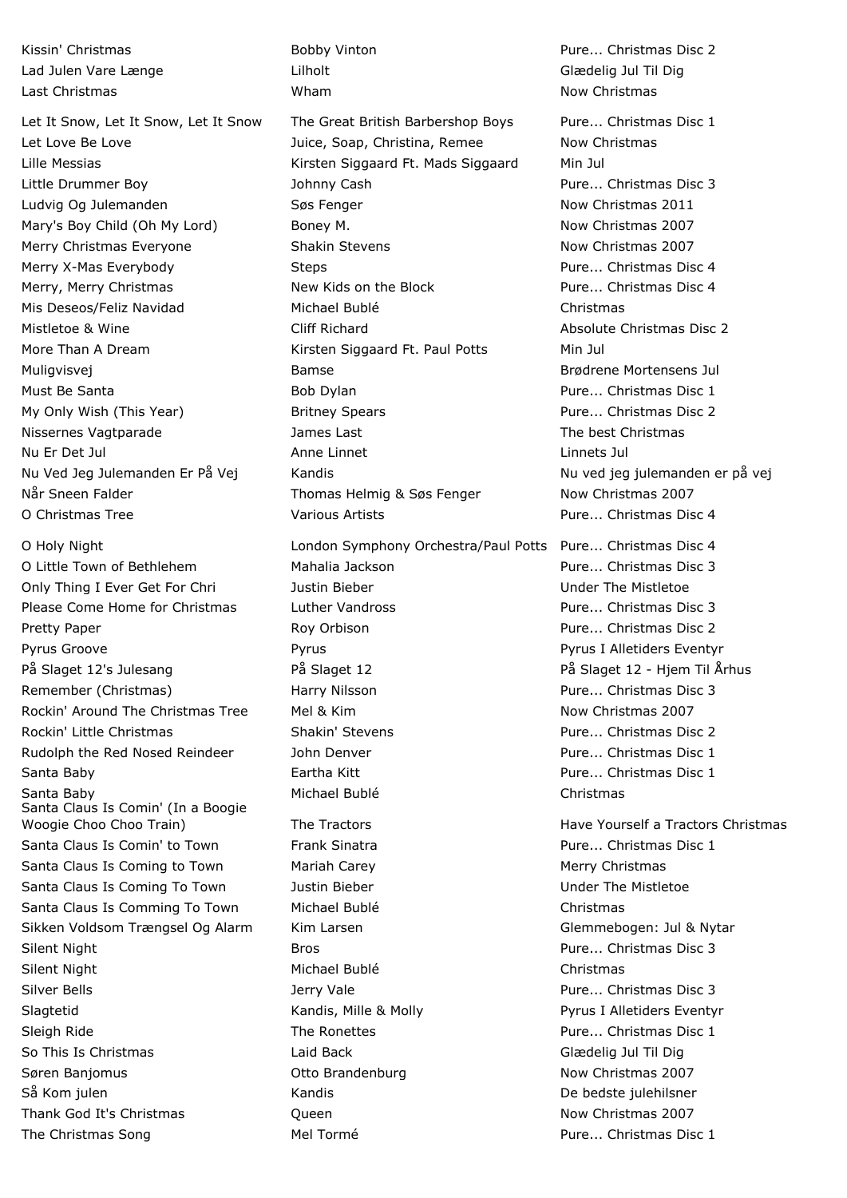| | | |
|---|---|---|
| Kissin' Christmas | Bobby Vinton | Pure... Christmas Disc 2 |
| Lad Julen Vare Længe | Lilholt | Glædelig Jul Til Dig |
| Last Christmas | Wham | Now Christmas |
| Let It Snow, Let It Snow, Let It Snow | The Great British Barbershop Boys | Pure... Christmas Disc 1 |
| Let Love Be Love | Juice, Soap, Christina, Remee | Now Christmas |
| Lille Messias | Kirsten Siggaard Ft. Mads Siggaard | Min Jul |
| Little Drummer Boy | Johnny Cash | Pure... Christmas Disc 3 |
| Ludvig Og Julemanden | Søs Fenger | Now Christmas 2011 |
| Mary's Boy Child (Oh My Lord) | Boney M. | Now Christmas 2007 |
| Merry Christmas Everyone | Shakin Stevens | Now Christmas 2007 |
| Merry X-Mas Everybody | Steps | Pure... Christmas Disc 4 |
| Merry, Merry Christmas | New Kids on the Block | Pure... Christmas Disc 4 |
| Mis Deseos/Feliz Navidad | Michael Bublé | Christmas |
| Mistletoe & Wine | Cliff Richard | Absolute Christmas Disc 2 |
| More Than A Dream | Kirsten Siggaard Ft. Paul Potts | Min Jul |
| Muligvisvej | Bamse | Brødrene Mortensens Jul |
| Must Be Santa | Bob Dylan | Pure... Christmas Disc 1 |
| My Only Wish (This Year) | Britney Spears | Pure... Christmas Disc 2 |
| Nissernes Vagtparade | James Last | The best Christmas |
| Nu Er Det Jul | Anne Linnet | Linnets Jul |
| Nu Ved Jeg Julemanden Er På Vej | Kandis | Nu ved jeg julemanden er på vej |
| Når Sneen Falder | Thomas Helmig & Søs Fenger | Now Christmas 2007 |
| O Christmas Tree | Various Artists | Pure... Christmas Disc 4 |
| O Holy Night | London Symphony Orchestra/Paul Potts | Pure... Christmas Disc 4 |
| O Little Town of Bethlehem | Mahalia Jackson | Pure... Christmas Disc 3 |
| Only Thing I Ever Get For Chri | Justin Bieber | Under The Mistletoe |
| Please Come Home for Christmas | Luther Vandross | Pure... Christmas Disc 3 |
| Pretty Paper | Roy Orbison | Pure... Christmas Disc 2 |
| Pyrus Groove | Pyrus | Pyrus I Alletiders Eventyr |
| På Slaget 12's Julesang | På Slaget 12 | På Slaget 12 - Hjem Til Århus |
| Remember (Christmas) | Harry Nilsson | Pure... Christmas Disc 3 |
| Rockin' Around The Christmas Tree | Mel & Kim | Now Christmas 2007 |
| Rockin' Little Christmas | Shakin' Stevens | Pure... Christmas Disc 2 |
| Rudolph the Red Nosed Reindeer | John Denver | Pure... Christmas Disc 1 |
| Santa Baby | Eartha Kitt | Pure... Christmas Disc 1 |
| Santa Baby | Michael Bublé | Christmas |
| Santa Claus Is Comin' (In a Boogie Woogie Choo Choo Train) | The Tractors | Have Yourself a Tractors Christmas |
| Santa Claus Is Comin' to Town | Frank Sinatra | Pure... Christmas Disc 1 |
| Santa Claus Is Coming to Town | Mariah Carey | Merry Christmas |
| Santa Claus Is Coming To Town | Justin Bieber | Under The Mistletoe |
| Santa Claus Is Comming To Town | Michael Bublé | Christmas |
| Sikken Voldsom Trængsel Og Alarm | Kim Larsen | Glemmebogen: Jul & Nytar |
| Silent Night | Bros | Pure... Christmas Disc 3 |
| Silent Night | Michael Bublé | Christmas |
| Silver Bells | Jerry Vale | Pure... Christmas Disc 3 |
| Slagtetid | Kandis, Mille & Molly | Pyrus I Alletiders Eventyr |
| Sleigh Ride | The Ronettes | Pure... Christmas Disc 1 |
| So This Is Christmas | Laid Back | Glædelig Jul Til Dig |
| Søren Banjomus | Otto Brandenburg | Now Christmas 2007 |
| Så Kom julen | Kandis | De bedste julehilsner |
| Thank God It's Christmas | Queen | Now Christmas 2007 |
| The Christmas Song | Mel Tormé | Pure... Christmas Disc 1 |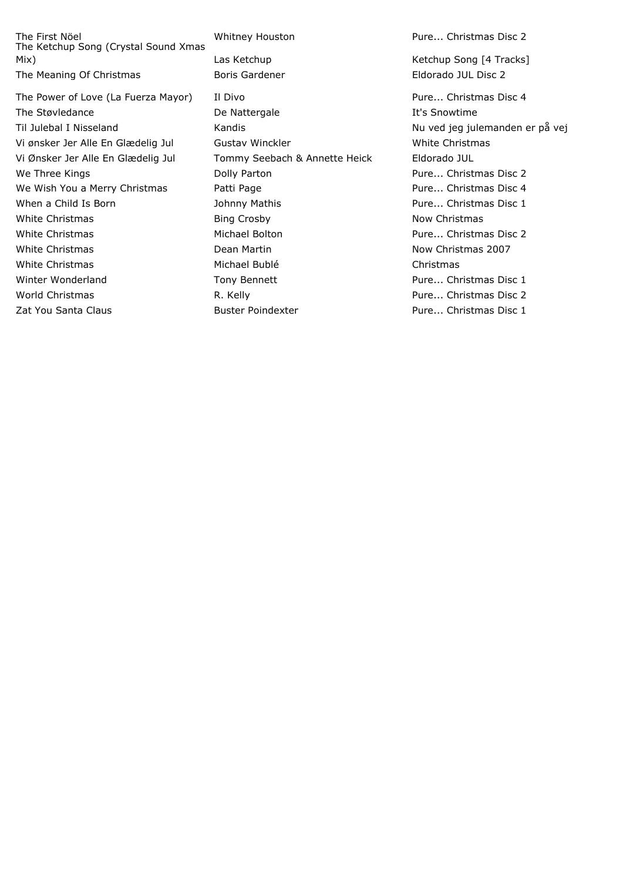| | | |
|---|---|---|
| The First Nöel | Whitney Houston | Pure... Christmas Disc 2 |
| The Ketchup Song (Crystal Sound Xmas Mix) | Las Ketchup | Ketchup Song [4 Tracks] |
| The Meaning Of Christmas | Boris Gardener | Eldorado JUL Disc 2 |
| The Power of Love (La Fuerza Mayor) | Il Divo | Pure... Christmas Disc 4 |
| The Støvledance | De Nattergale | It's Snowtime |
| Til Julebal I Nisseland | Kandis | Nu ved jeg julemanden er på vej |
| Vi ønsker Jer Alle En Glædelig Jul | Gustav Winckler | White Christmas |
| Vi Ønsker Jer Alle En Glædelig Jul | Tommy Seebach & Annette Heick | Eldorado JUL |
| We Three Kings | Dolly Parton | Pure... Christmas Disc 2 |
| We Wish You a Merry Christmas | Patti Page | Pure... Christmas Disc 4 |
| When a Child Is Born | Johnny Mathis | Pure... Christmas Disc 1 |
| White Christmas | Bing Crosby | Now Christmas |
| White Christmas | Michael Bolton | Pure... Christmas Disc 2 |
| White Christmas | Dean Martin | Now Christmas 2007 |
| White Christmas | Michael Bublé | Christmas |
| Winter Wonderland | Tony Bennett | Pure... Christmas Disc 1 |
| World Christmas | R. Kelly | Pure... Christmas Disc 2 |
| Zat You Santa Claus | Buster Poindexter | Pure... Christmas Disc 1 |